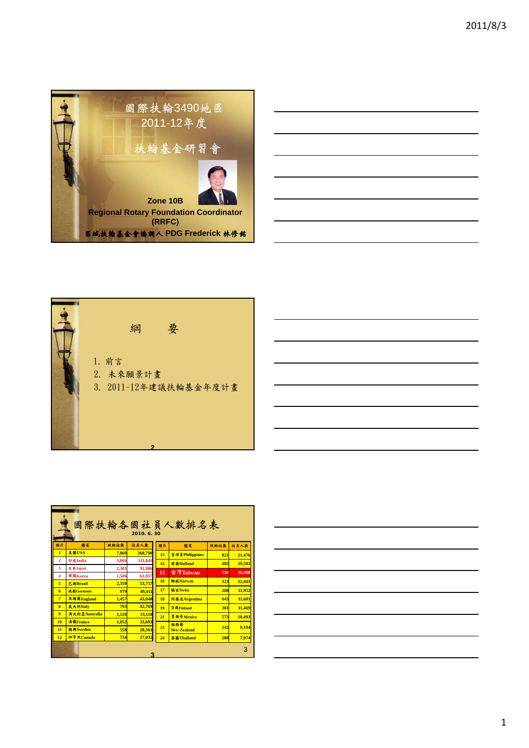## 國際扶輪3490地區
## 2011-12年度
## 扶輪基金研習會

**Zone 10B**

**Regional Rotary Foundation Coordinator (RRFC)**

**區域扶輪基金會協調人 PDG Frederick 林修銘**

---

## 綱　　要

1. 前言
2. 未來願景計畫
3. 2011-12年建議扶輪基金年度計畫

---

## 國際扶輪各國社員人數排名表

2010. 6. 30

| 順序 | 國家 | 扶輪社數 | 社員人數 |
|---|---|---|---|
| 1 | 美國USA | 7,869 | 360,790 |
| 2 | 印度India | 3,066 | 111,843 |
| 3 | 日本Japan | 2,301 | 91,986 |
| 4 | 韓國Korea | 1,506 | 61,057 |
| 5 | 巴西Brazil | 2,359 | 53,757 |
| 6 | 德國Germany | 979 | 49,411 |
| 7 | 英格蘭England | 1,457 | 43,040 |
| 8 | 義大利Italy | 793 | 42,769 |
| 9 | 澳大利亞Australia | 1,139 | 33,118 |
| 10 | 法國France | 1,052 | 33,693 |
| 11 | 瑞典Sweden | 558 | 28,361 |
| 12 | 加拿大Canada | 734 | 27,032 |
| 13 | 菲律賓Philippines | 821 | 21,476 |
| 14 | 荷蘭Holland | 483 | 19,583 |
| 15 | 台灣Taiwan | 556 | 19,400 |
| 16 | 挪威Norway | 323 | 12,441 |
| 17 | 瑞士Swiss | 208 | 11,952 |
| 18 | 阿根廷Argentina | 643 | 11,681 |
| 19 | 芬蘭Finland | 301 | 11,469 |
| 21 | 墨西哥Mexico | 573 | 10,493 |
| 23 | 紐西蘭 New Zealand | 242 | 9,194 |
| 24 | 泰國Thailand | 280 | 7,074 |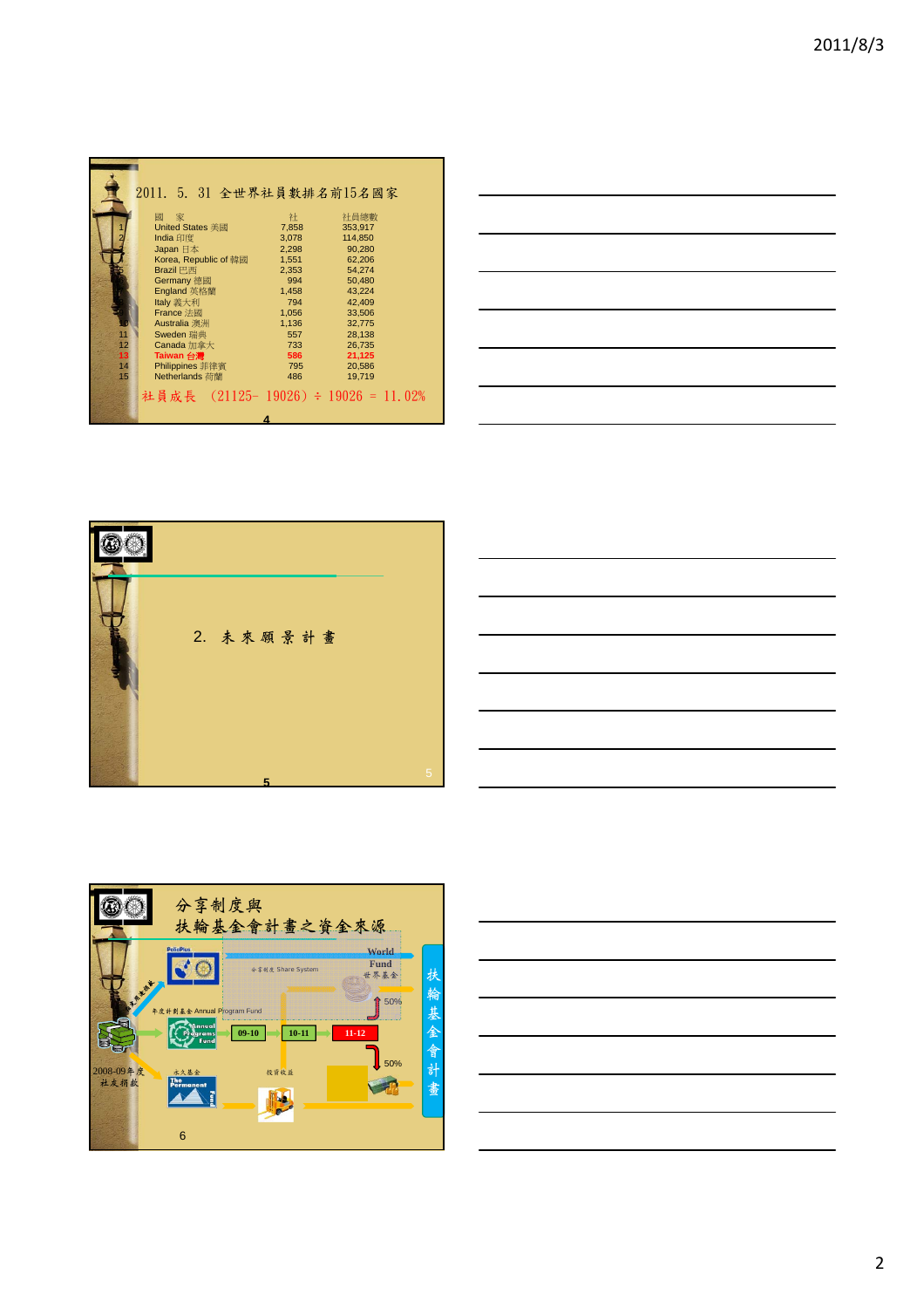## 2011. 5. 31 全世界社員數排名前15名國家

| | 國　家 | 社 | 社員總數 |
|---|---|---|---|
| 1 | United States 美國 | 7,858 | 353,917 |
| 2 | India 印度 | 3,078 | 114,850 |
| 3 | Japan 日本 | 2,298 | 90,280 |
| 4 | Korea, Republic of 韓國 | 1,551 | 62,206 |
| 5 | Brazil 巴西 | 2,353 | 54,274 |
| 6 | Germany 德國 | 994 | 50,480 |
| 7 | England 英格蘭 | 1,458 | 43,224 |
| 8 | Italy 義大利 | 794 | 42,409 |
| 9 | France 法國 | 1,056 | 33,506 |
| 10 | Australia 澳洲 | 1,136 | 32,775 |
| 11 | Sweden 瑞典 | 557 | 28,138 |
| 12 | Canada 加拿大 | 733 | 26,735 |
| 13 | **Taiwan 台灣** | **586** | **21,125** |
| 14 | Philippines 菲律賓 | 795 | 20,586 |
| 15 | Netherlands 荷蘭 | 486 | 19,719 |

社員成長　(21125- 19026) ÷ 19026 = 11.02%

## 2. 未來願景計畫

## 分享制度與扶輪基金會計畫之資金來源

PolioPlus

World Fund 世界基金

分享制度 Share System

50%

年度計劃基金 Annual Program Fund

Annual Programs Fund

09-10 → 10-11 → 11-12

50%

2008-09年度 社友捐款

永久基金 The Permanent Fund

投資收益

扶輪基金會計畫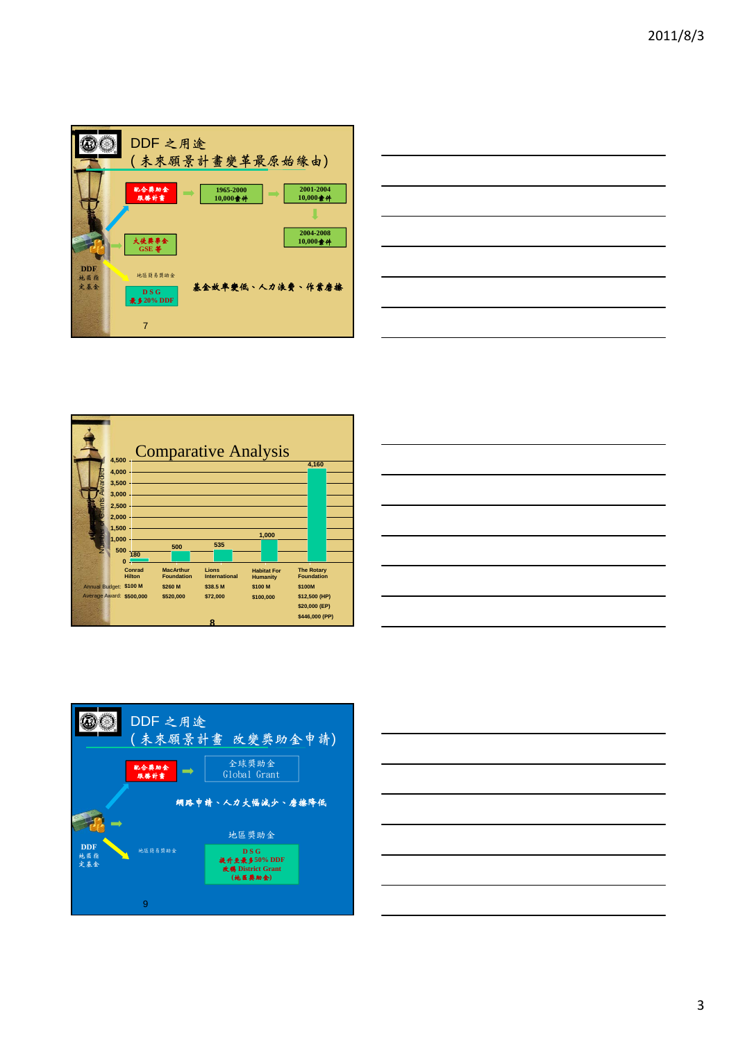## DDF 之用途
## (未來願景計畫變革最原始緣由)

配合獎助金服務計畫 → 1965-2000 10,000會件 → 2001-2004 10,000會件 → 2004-2008 10,000會件

大使獎學金 GSE 等

DDF 地區指定基金

地區簡易獎助金

DSG 最多20% DDF

基金效率變低、人力浪費、作業磨擦

## Comparative Analysis

Number of Grants Awarded

| | Conrad Hilton | MacArthur Foundation | Lions International | Habitat For Humanity | The Rotary Foundation |
|---|---|---|---|---|---|
| Grants Awarded | 180 | 500 | 535 | 1,000 | 4,160 |
| Annual Budget: | $100 M | $260 M | $38.5 M | $100 M | $100M |
| Average Award: | $500,000 | $520,000 | $72,000 | $100,000 | $12,500 (HP)<br>$20,000 (EP)<br>$446,000 (PP) |

## DDF 之用途
## (未來願景計畫 改變獎助金申請)

配合獎助金服務計畫 → 全球獎助金 Global Grant

網路申請、人力大幅減少、磨擦降低

DDF 地區指定基金

地區獎助金

地區簡易獎助金

DSG 提升至最多50% DDF 改稱 District Grant (地區獎助金)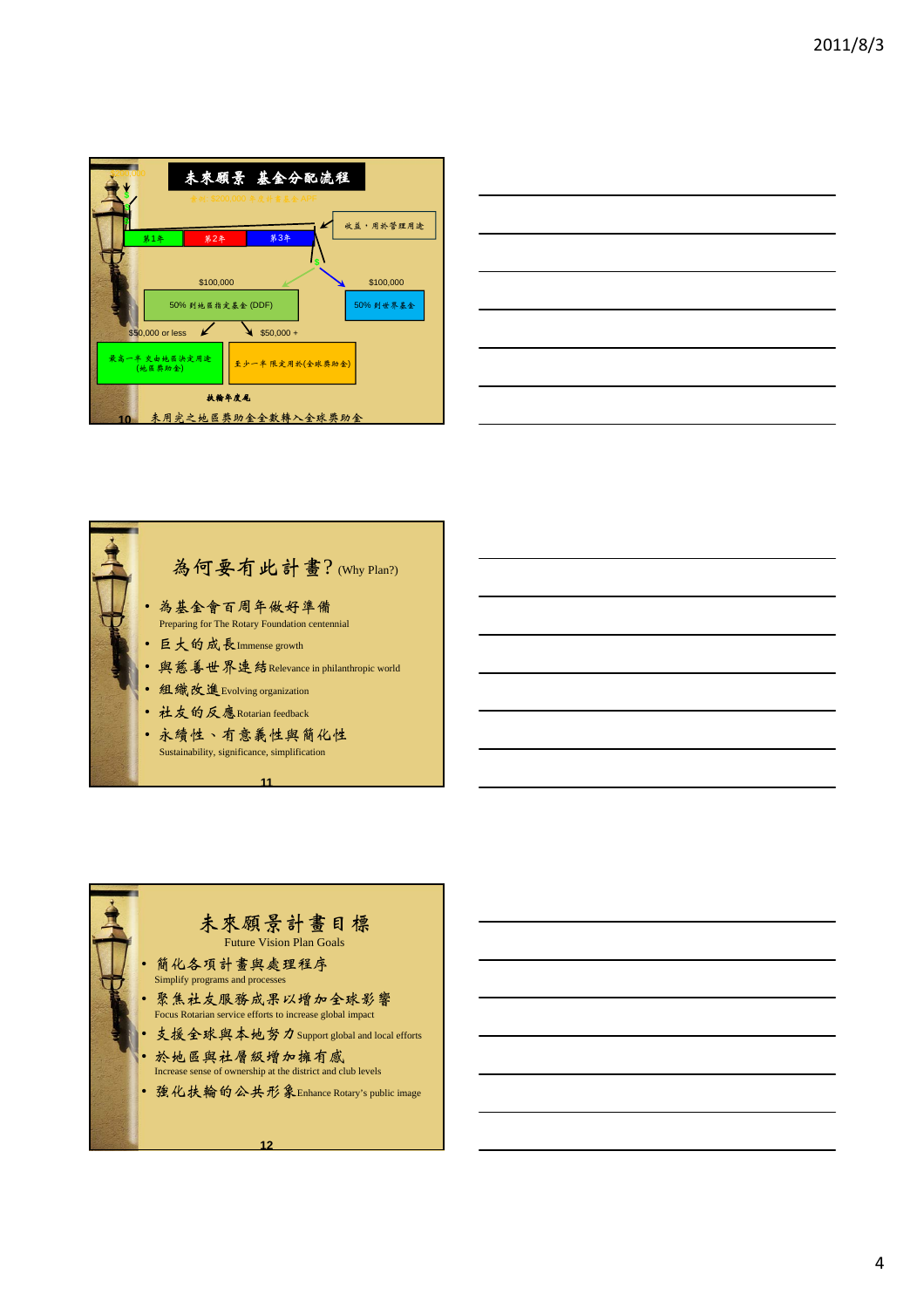## 未來願景 基金分配流程

舉例: $200,000 年度計畫基金 APF

收益，用於管理用途

第1年 | 第2年 | 第3年

$100,000 — 50% 到地區指定基金 (DDF)

$100,000 — 50% 到世界基金

$50,000 or less — 最高一半 交由地區決定用途 (地區獎助金)

$50,000 + — 至少一半 限定用於(全球獎助金)

扶輪年度尾

未用完之地區獎助金全數轉入全球獎助金

## 為何要有此計畫? (Why Plan?)

- 為基金會百周年做好準備 Preparing for The Rotary Foundation centennial
- 巨大的成長 Immense growth
- 與慈善世界連結 Relevance in philanthropic world
- 組織改進 Evolving organization
- 社友的反應 Rotarian feedback
- 永續性、有意義性與簡化性 Sustainability, significance, simplification

## 未來願景計畫目標

Future Vision Plan Goals

- 簡化各項計畫與處理程序 Simplify programs and processes
- 聚焦社友服務成果以增加全球影響 Focus Rotarian service efforts to increase global impact
- 支援全球與本地努力 Support global and local efforts
- 於地區與社層級增加擁有感 Increase sense of ownership at the district and club levels
- 強化扶輪的公共形象 Enhance Rotary's public image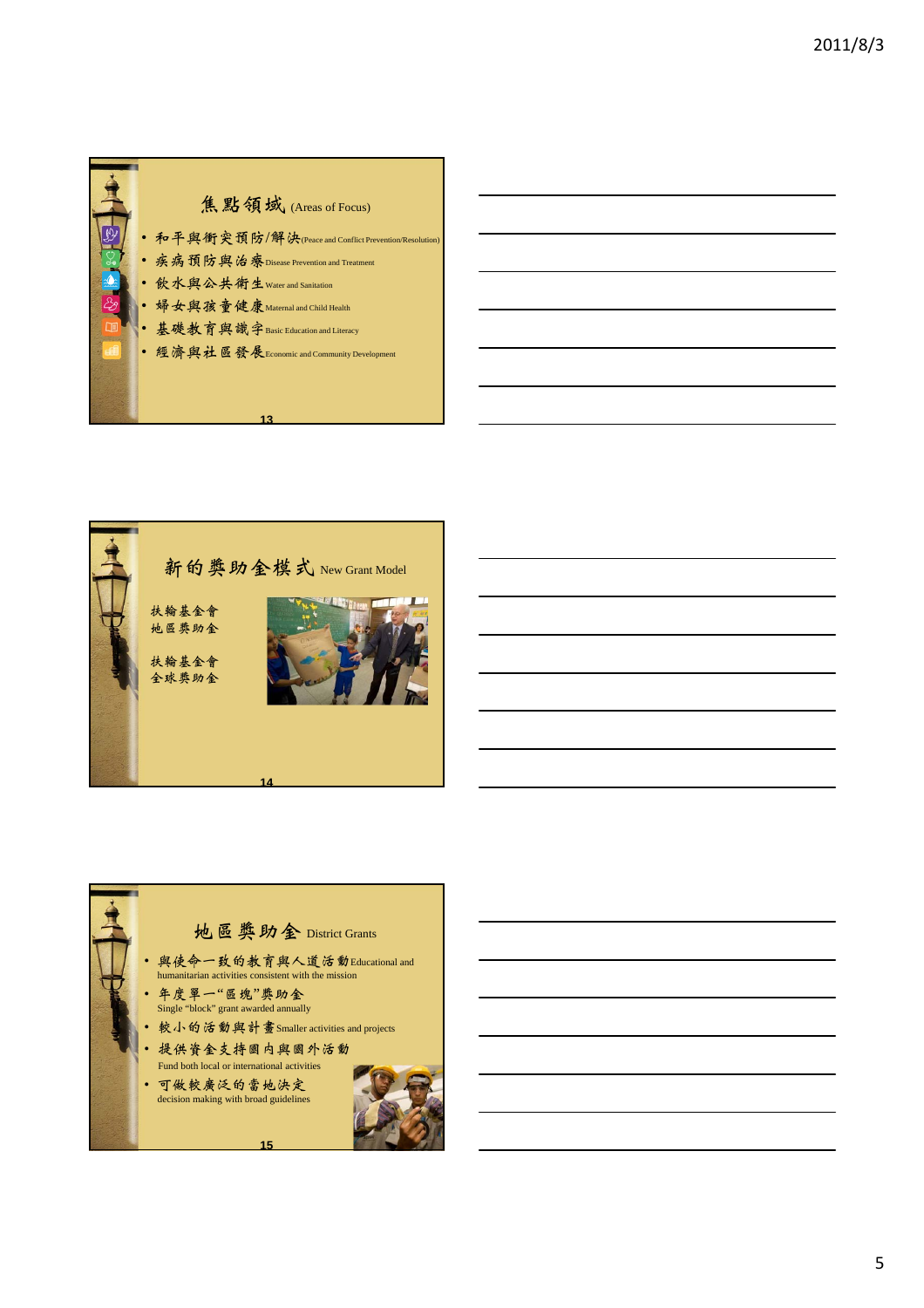## 焦點領域 (Areas of Focus)

- 和平與衝突預防/解決(Peace and Conflict Prevention/Resolution)
- 疾病預防與治療 Disease Prevention and Treatment
- 飲水與公共衛生 Water and Sanitation
- 婦女與孩童健康 Maternal and Child Health
- 基礎教育與識字 Basic Education and Literacy
- 經濟與社區發展 Economic and Community Development

## 新的獎助金模式 New Grant Model

扶輪基金會
地區獎助金

扶輪基金會
全球獎助金

## 地區獎助金 District Grants

- 與使命一致的教育與人道活動 Educational and humanitarian activities consistent with the mission
- 年度單一"區塊"獎助金
  Single "block" grant awarded annually
- 較小的活動與計畫 Smaller activities and projects
- 提供資金支持國內與國外活動
  Fund both local or international activities
- 可做較廣泛的當地決定
  decision making with broad guidelines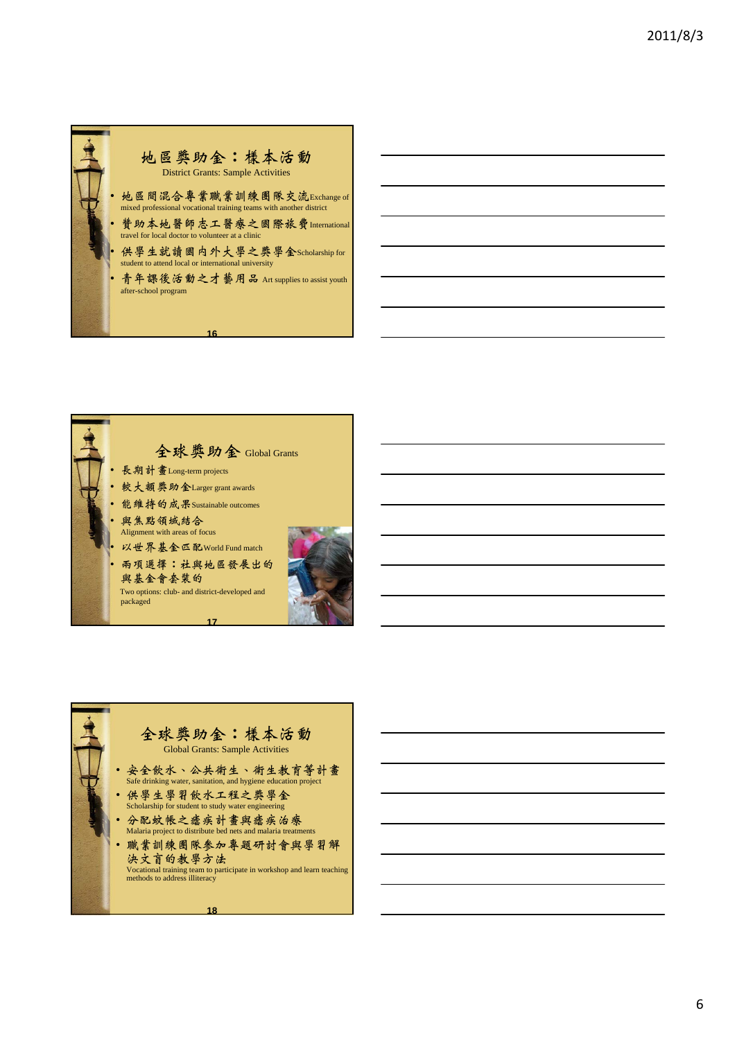## 地區獎助金：樣本活動
District Grants: Sample Activities

- 地區間混合專業職業訓練團隊交流Exchange of mixed professional vocational training teams with another district
- 贊助本地醫師志工醫療之國際旅費International travel for local doctor to volunteer at a clinic
- 供學生就讀國內外大學之獎學金Scholarship for student to attend local or international university
- 青年課後活動之才藝用品 Art supplies to assist youth after-school program

## 全球獎助金 Global Grants

- 長期計畫Long-term projects
- 較大額獎助金Larger grant awards
- 能維持的成果Sustainable outcomes
- 與焦點領域結合 Alignment with areas of focus
- 以世界基金匹配World Fund match
- 兩項選擇：社與地區發展出的與基金會套裝的 Two options: club- and district-developed and packaged

## 全球獎助金：樣本活動
Global Grants: Sample Activities

- 安全飲水、公共衛生、衛生教育等計畫 Safe drinking water, sanitation, and hygiene education project
- 供學生學習飲水工程之獎學金 Scholarship for student to study water engineering
- 分配蚊帳之瘧疾計畫與瘧疾治療 Malaria project to distribute bed nets and malaria treatments
- 職業訓練團隊參加專題研討會與學習解決文盲的教學方法 Vocational training team to participate in workshop and learn teaching methods to address illiteracy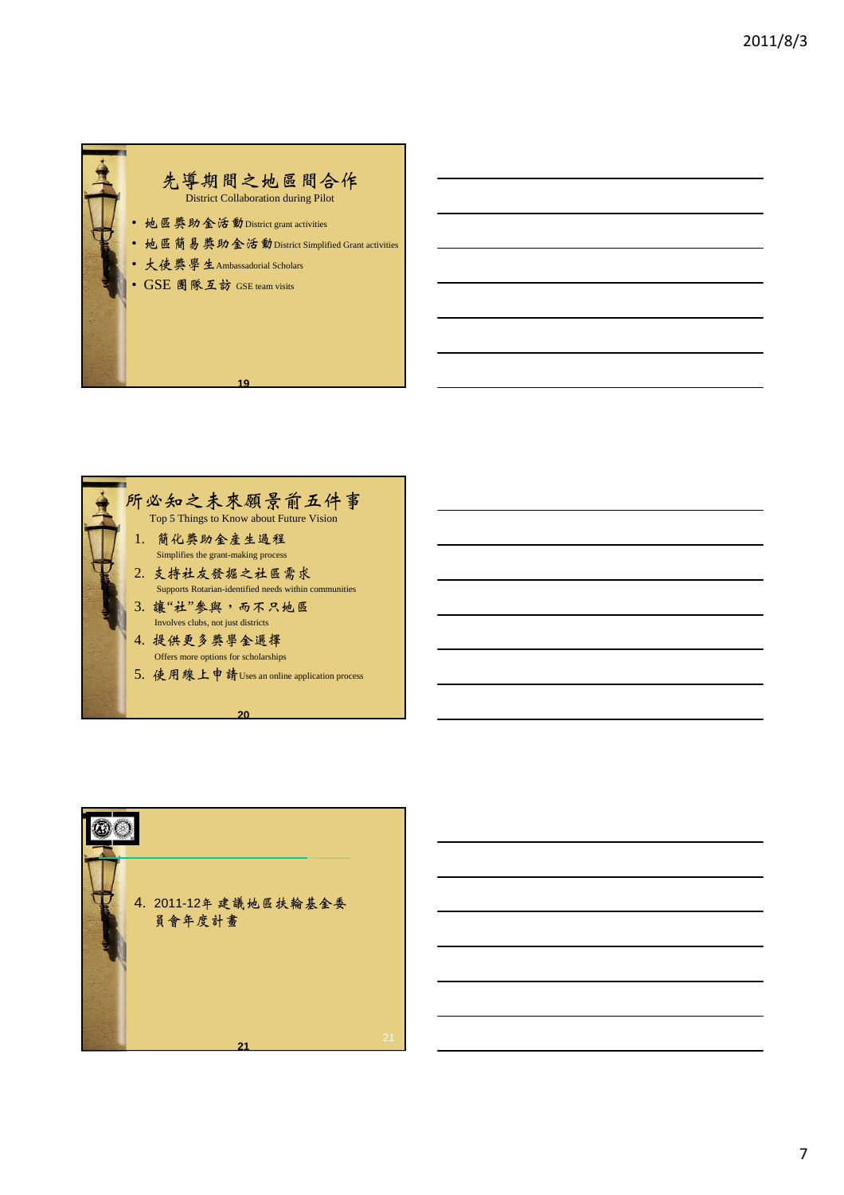## 先導期間之地區間合作

District Collaboration during Pilot

- 地區獎助金活動 District grant activities
- 地區簡易獎助金活動 District Simplified Grant activities
- 大使獎學生 Ambassadorial Scholars
- GSE 團隊互訪 GSE team visits

## 所必知之未來願景前五件事

Top 5 Things to Know about Future Vision

1. 簡化獎助金產生過程
   Simplifies the grant-making process
2. 支持社友發掘之社區需求
   Supports Rotarian-identified needs within communities
3. 讓"社"參與，而不只地區
   Involves clubs, not just districts
4. 提供更多獎學金選擇
   Offers more options for scholarships
5. 使用線上申請 Uses an online application process

4. 2011-12年 建議地區扶輪基金委員會年度計畫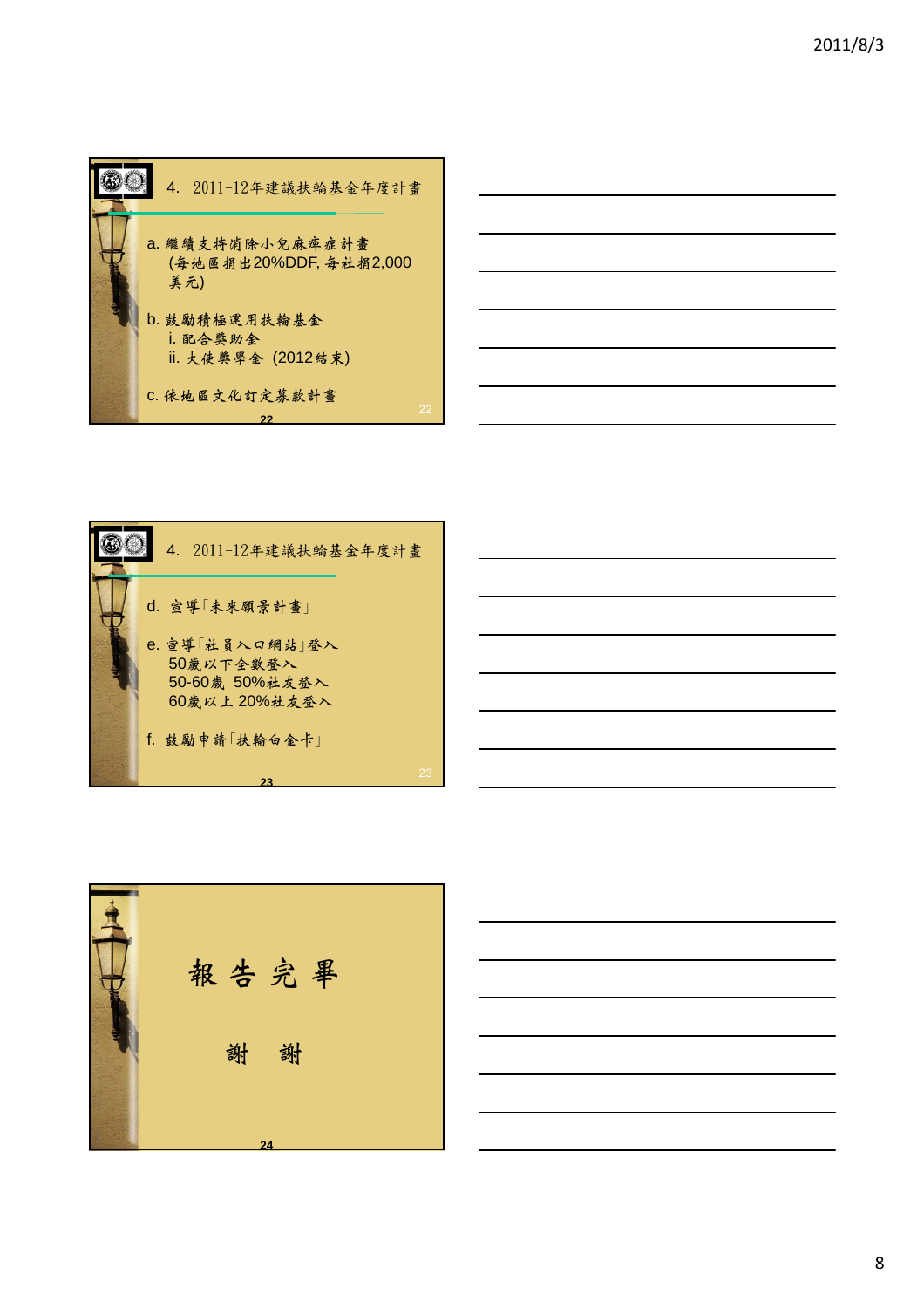## 4. 2011-12年建議扶輪基金年度計畫

a. 繼續支持消除小兒麻痺症計畫
(每地區捐出20%DDF, 每社捐2,000美元)

b. 鼓勵積極運用扶輪基金
i. 配合獎助金
ii. 大使獎學金 (2012結束)

c. 依地區文化訂定募款計畫

## 4. 2011-12年建議扶輪基金年度計畫

d. 宣導「未來願景計畫」

e. 宣導「社員入口網站」登入
50歲以下全數登入
50-60歲 50%社友登入
60歲以上 20%社友登入

f. 鼓勵申請「扶輪白金卡」

# 報告完畢

謝　謝